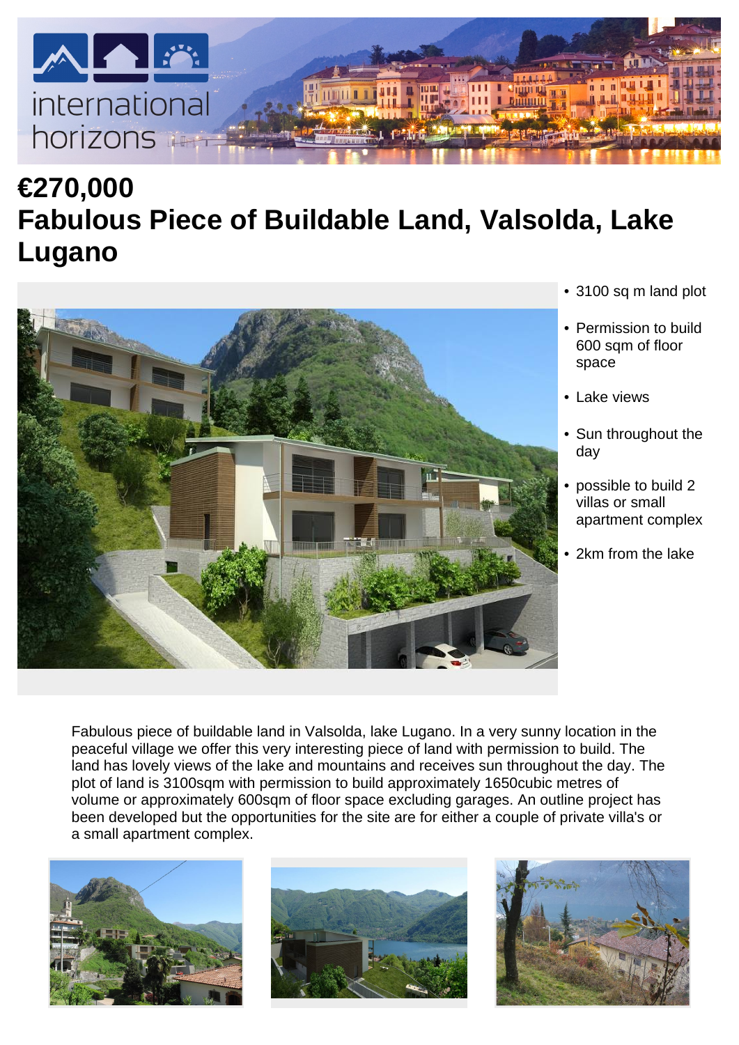international horizons

# €270,000
# Fabulous Piece of Buildable Land, Valsolda, Lake Lugano

- 3100 sq m land plot
- Permission to build 600 sqm of floor space
- Lake views
- Sun throughout the day
- possible to build 2 villas or small apartment complex
- 2km from the lake

Fabulous piece of buildable land in Valsolda, lake Lugano. In a very sunny location in the peaceful village we offer this very interesting piece of land with permission to build. The land has lovely views of the lake and mountains and receives sun throughout the day. The plot of land is 3100sqm with permission to build approximately 1650cubic metres of volume or approximately 600sqm of floor space excluding garages. An outline project has been developed but the opportunities for the site are for either a couple of private villa's or a small apartment complex.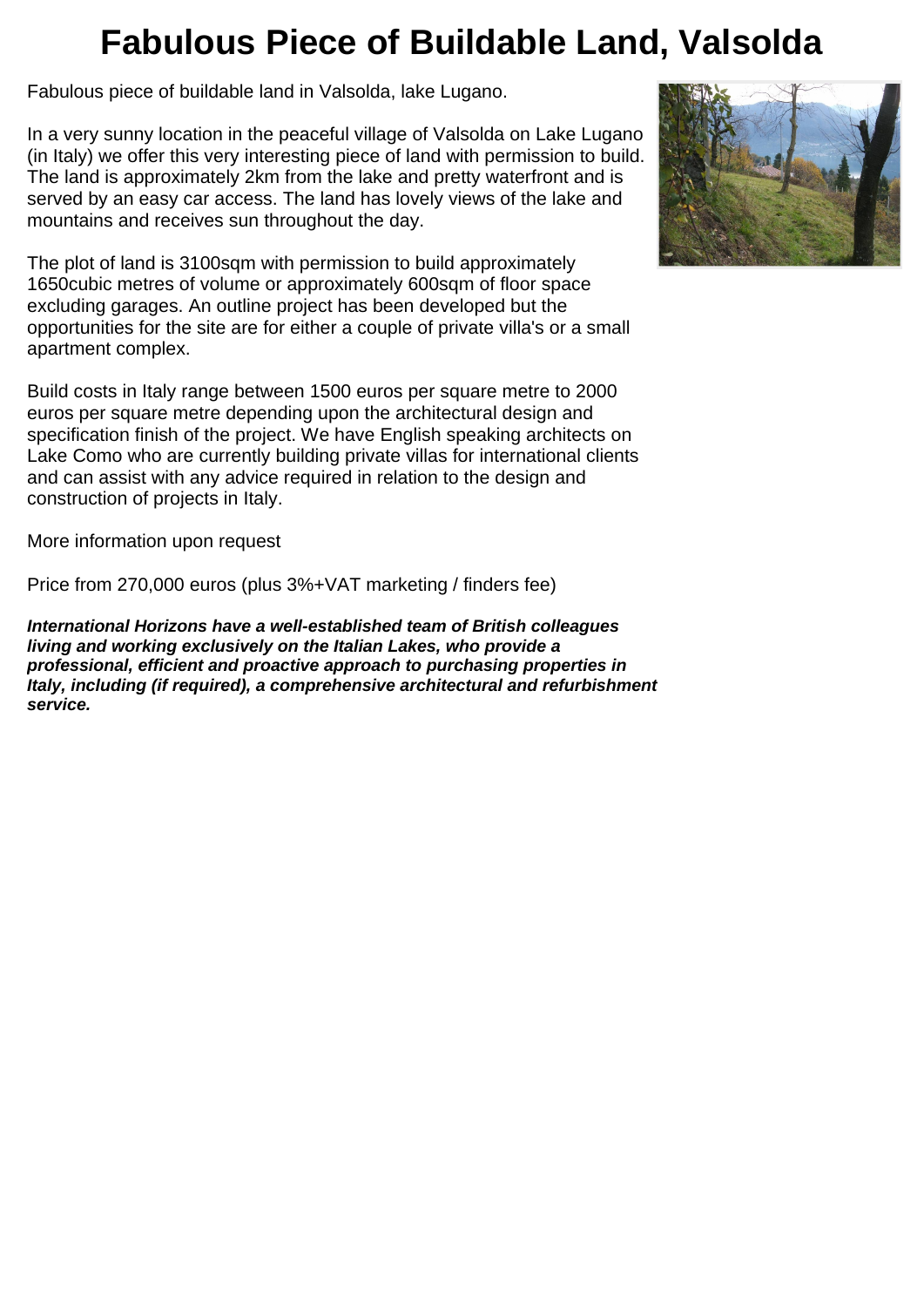# Fabulous Piece of Buildable Land, Valsolda

Fabulous piece of buildable land in Valsolda, lake Lugano.

In a very sunny location in the peaceful village of Valsolda on Lake Lugano (in Italy) we offer this very interesting piece of land with permission to build. The land is approximately 2km from the lake and pretty waterfront and is served by an easy car access. The land has lovely views of the lake and mountains and receives sun throughout the day.

The plot of land is 3100sqm with permission to build approximately 1650cubic metres of volume or approximately 600sqm of floor space excluding garages. An outline project has been developed but the opportunities for the site are for either a couple of private villa's or a small apartment complex.

Build costs in Italy range between 1500 euros per square metre to 2000 euros per square metre depending upon the architectural design and specification finish of the project. We have English speaking architects on Lake Como who are currently building private villas for international clients and can assist with any advice required in relation to the design and construction of projects in Italy.

More information upon request

Price from 270,000 euros (plus 3%+VAT marketing / finders fee)

***International Horizons have a well-established team of British colleagues living and working exclusively on the Italian Lakes, who provide a professional, efficient and proactive approach to purchasing properties in Italy, including (if required), a comprehensive architectural and refurbishment service.***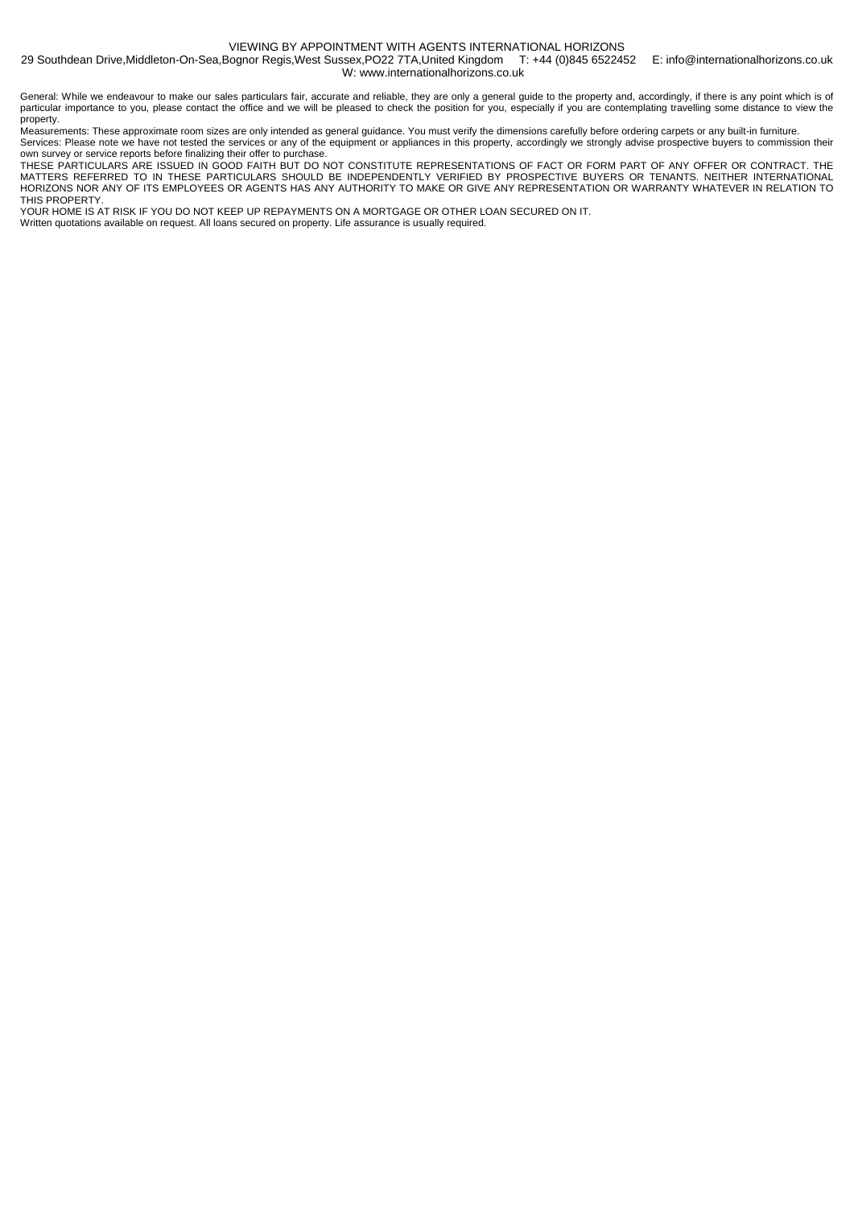VIEWING BY APPOINTMENT WITH AGENTS INTERNATIONAL HORIZONS

29 Southdean Drive,Middleton-On-Sea,Bognor Regis,West Sussex,PO22 7TA,United Kingdom T: +44 (0)845 6522452 E: info@internationalhorizons.co.uk W: www.internationalhorizons.co.uk

General: While we endeavour to make our sales particulars fair, accurate and reliable, they are only a general guide to the property and, accordingly, if there is any point which is of particular importance to you, please contact the office and we will be pleased to check the position for you, especially if you are contemplating travelling some distance to view the property.

Measurements: These approximate room sizes are only intended as general guidance. You must verify the dimensions carefully before ordering carpets or any built-in furniture.

Services: Please note we have not tested the services or any of the equipment or appliances in this property, accordingly we strongly advise prospective buyers to commission their own survey or service reports before finalizing their offer to purchase.

THESE PARTICULARS ARE ISSUED IN GOOD FAITH BUT DO NOT CONSTITUTE REPRESENTATIONS OF FACT OR FORM PART OF ANY OFFER OR CONTRACT. THE MATTERS REFERRED TO IN THESE PARTICULARS SHOULD BE INDEPENDENTLY VERIFIED BY PROSPECTIVE BUYERS OR TENANTS. NEITHER INTERNATIONAL HORIZONS NOR ANY OF ITS EMPLOYEES OR AGENTS HAS ANY AUTHORITY TO MAKE OR GIVE ANY REPRESENTATION OR WARRANTY WHATEVER IN RELATION TO THIS PROPERTY.

YOUR HOME IS AT RISK IF YOU DO NOT KEEP UP REPAYMENTS ON A MORTGAGE OR OTHER LOAN SECURED ON IT.

Written quotations available on request. All loans secured on property. Life assurance is usually required.